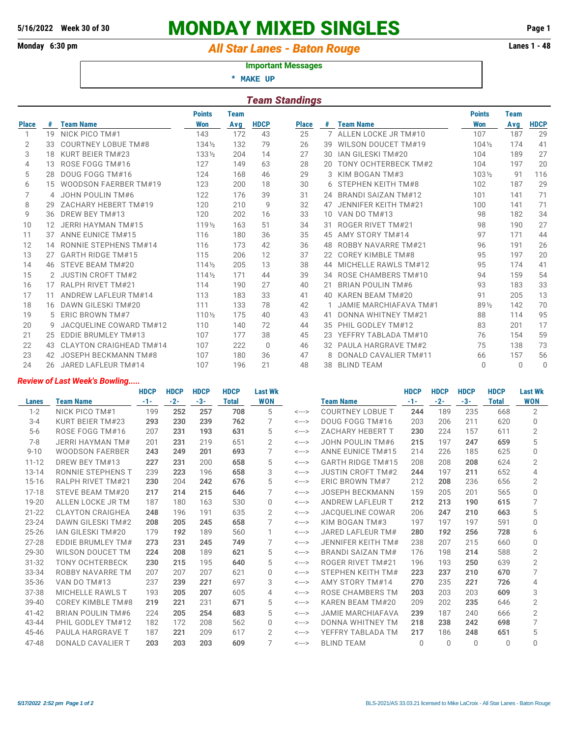5/16/2022 Week 30 of 30

# MONDAY MIXED SINGLES

Monday 6:30 pm

## All Star Lanes - Baton Rouge

Lanes 1 - 48

**Important Messages**

\* MAKE UP

## Team Standings

| Place | # | Team Name | Points Won | Team Avg | HDCP | Place | # | Team Name | Points Won | Team Avg | HDCP |
|---|---|---|---|---|---|---|---|---|---|---|---|
| 1 | 19 | NICK PICO TM#1 | 143 | 172 | 43 | 25 | 7 | ALLEN LOCKE JR TM#10 | 107 | 187 | 29 |
| 2 | 33 | COURTNEY LOBUE TM#8 | 134½ | 132 | 79 | 26 | 39 | WILSON DOUCET TM#19 | 104½ | 174 | 41 |
| 3 | 18 | KURT BEIER TM#23 | 133½ | 204 | 14 | 27 | 30 | IAN GILESKI TM#20 | 104 | 189 | 27 |
| 4 | 13 | ROSE FOGG TM#16 | 127 | 149 | 63 | 28 | 20 | TONY OCHTERBECK TM#2 | 104 | 197 | 20 |
| 5 | 28 | DOUG FOGG TM#16 | 124 | 168 | 46 | 29 | 3 | KIM BOGAN TM#3 | 103½ | 91 | 116 |
| 6 | 15 | WOODSON FAERBER TM#19 | 123 | 200 | 18 | 30 | 6 | STEPHEN KEITH TM#8 | 102 | 187 | 29 |
| 7 | 4 | JOHN POULIN TM#6 | 122 | 176 | 39 | 31 | 24 | BRANDI SAIZAN TM#12 | 101 | 141 | 71 |
| 8 | 29 | ZACHARY HEBERT TM#19 | 120 | 210 | 9 | 32 | 47 | JENNIFER KEITH TM#21 | 100 | 141 | 71 |
| 9 | 36 | DREW BEY TM#13 | 120 | 202 | 16 | 33 | 10 | VAN DO TM#13 | 98 | 182 | 34 |
| 10 | 12 | JERRI HAYMAN TM#15 | 119½ | 163 | 51 | 34 | 31 | ROGER RIVET TM#21 | 98 | 190 | 27 |
| 11 | 37 | ANNE EUNICE TM#15 | 116 | 180 | 36 | 35 | 45 | AMY STORY TM#14 | 97 | 171 | 44 |
| 12 | 14 | RONNIE STEPHENS TM#14 | 116 | 173 | 42 | 36 | 48 | ROBBY NAVARRE TM#21 | 96 | 191 | 26 |
| 13 | 27 | GARTH RIDGE TM#15 | 115 | 206 | 12 | 37 | 22 | COREY KIMBLE TM#8 | 95 | 197 | 20 |
| 14 | 46 | STEVE BEAM TM#20 | 114½ | 205 | 13 | 38 | 44 | MICHELLE RAWLS TM#12 | 95 | 174 | 41 |
| 15 | 2 | JUSTIN CROFT TM#2 | 114½ | 171 | 44 | 39 | 34 | ROSE CHAMBERS TM#10 | 94 | 159 | 54 |
| 16 | 17 | RALPH RIVET TM#21 | 114 | 190 | 27 | 40 | 21 | BRIAN POULIN TM#6 | 93 | 183 | 33 |
| 17 | 11 | ANDREW LAFLEUR TM#14 | 113 | 183 | 33 | 41 | 40 | KAREN BEAM TM#20 | 91 | 205 | 13 |
| 18 | 16 | DAWN GILESKI TM#20 | 111 | 133 | 78 | 42 | 1 | JAMIE MARCHIAFAVA TM#1 | 89½ | 142 | 70 |
| 19 | 5 | ERIC BROWN TM#7 | 110½ | 175 | 40 | 43 | 41 | DONNA WHITNEY TM#21 | 88 | 114 | 95 |
| 20 | 9 | JACQUELINE COWARD TM#12 | 110 | 140 | 72 | 44 | 35 | PHIL GODLEY TM#12 | 83 | 201 | 17 |
| 21 | 25 | EDDIE BRUMLEY TM#13 | 107 | 177 | 38 | 45 | 23 | YEFFRY TABLADA TM#10 | 76 | 154 | 59 |
| 22 | 43 | CLAYTON CRAIGHEAD TM#14 | 107 | 222 | 0 | 46 | 32 | PAULA HARGRAVE TM#2 | 75 | 138 | 73 |
| 23 | 42 | JOSEPH BECKMANN TM#8 | 107 | 180 | 36 | 47 | 8 | DONALD CAVALIER TM#11 | 66 | 157 | 56 |
| 24 | 26 | JARED LAFLEUR TM#14 | 107 | 196 | 21 | 48 | 38 | BLIND TEAM | 0 | 0 | 0 |

### *Review of Last Week's Bowling.....*

| Lanes | Team Name | HDCP -1- | HDCP -2- | HDCP -3- | HDCP Total | Last Wk WON | | Team Name | HDCP -1- | HDCP -2- | HDCP -3- | HDCP Total | Last Wk WON |
|---|---|---|---|---|---|---|---|---|---|---|---|---|---|
| 1-2 | NICK PICO TM#1 | 199 | **252** | **257** | **708** | 5 | <---> | COURTNEY LOBUE T | **244** | 189 | 235 | 668 | 2 |
| 3-4 | KURT BEIER TM#23 | **293** | **230** | **239** | **762** | 7 | <---> | DOUG FOGG TM#16 | 203 | 206 | 211 | 620 | 0 |
| 5-6 | ROSE FOGG TM#16 | 207 | **231** | **193** | **631** | 5 | <---> | ZACHARY HEBERT T | **230** | 224 | 157 | 611 | 2 |
| 7-8 | JERRI HAYMAN TM# | 201 | **231** | 219 | 651 | 2 | <---> | JOHN POULIN TM#6 | **215** | 197 | **247** | **659** | 5 |
| 9-10 | WOODSON FAERBER | **243** | **249** | **201** | **693** | 7 | <---> | ANNE EUNICE TM#15 | 214 | 226 | 185 | 625 | 0 |
| 11-12 | DREW BEY TM#13 | **227** | **231** | 200 | **658** | 5 | <---> | GARTH RIDGE TM#15 | 208 | 208 | **208** | 624 | 2 |
| 13-14 | RONNIE STEPHENS T | 239 | **223** | 196 | **658** | 3 | <---> | JUSTIN CROFT TM#2 | **244** | 197 | **211** | 652 | 4 |
| 15-16 | RALPH RIVET TM#21 | **230** | 204 | **242** | **676** | 5 | <---> | ERIC BROWN TM#7 | 212 | **208** | 236 | 656 | 2 |
| 17-18 | STEVE BEAM TM#20 | **217** | **214** | **215** | **646** | 7 | <---> | JOSEPH BECKMANN | 159 | 205 | 201 | 565 | 0 |
| 19-20 | ALLEN LOCKE JR TM | 187 | 180 | 163 | 530 | 0 | <---> | ANDREW LAFLEUR T | **212** | **213** | **190** | **615** | 7 |
| 21-22 | CLAYTON CRAIGHEA | **248** | 196 | 191 | 635 | 2 | <---> | JACQUELINE COWAR | 206 | **247** | **210** | **663** | 5 |
| 23-24 | DAWN GILESKI TM#2 | **208** | **205** | **245** | **658** | 7 | <---> | KIM BOGAN TM#3 | 197 | 197 | 197 | 591 | 0 |
| 25-26 | IAN GILESKI TM#20 | 179 | *192* | 189 | 560 | 1 | <---> | JARED LAFLEUR TM# | **280** | *192* | **256** | **728** | 6 |
| 27-28 | EDDIE BRUMLEY TM# | **273** | **231** | **245** | **749** | 7 | <---> | JENNIFER KEITH TM# | 238 | 207 | 215 | 660 | 0 |
| 29-30 | WILSON DOUCET TM | **224** | **208** | 189 | **621** | 5 | <---> | BRANDI SAIZAN TM# | 176 | 198 | **214** | 588 | 2 |
| 31-32 | TONY OCHTERBECK | **230** | **215** | 195 | **640** | 5 | <---> | ROGER RIVET TM#21 | 196 | 193 | **250** | 639 | 2 |
| 33-34 | ROBBY NAVARRE TM | 207 | 207 | 207 | 621 | 0 | <---> | STEPHEN KEITH TM# | **223** | **237** | **210** | **670** | 7 |
| 35-36 | VAN DO TM#13 | 237 | **239** | *221* | 697 | 3 | <---> | AMY STORY TM#14 | **270** | 235 | *221* | **726** | 4 |
| 37-38 | MICHELLE RAWLS T | 193 | **205** | **207** | 605 | 4 | <---> | ROSE CHAMBERS TM | **203** | 203 | 203 | **609** | 3 |
| 39-40 | COREY KIMBLE TM#8 | **219** | **221** | 231 | **671** | 5 | <---> | KAREN BEAM TM#20 | 209 | 202 | **235** | 646 | 2 |
| 41-42 | BRIAN POULIN TM#6 | 224 | **205** | **254** | **683** | 5 | <---> | JAMIE MARCHIAFAVA | **239** | 187 | 240 | 666 | 2 |
| 43-44 | PHIL GODLEY TM#12 | 182 | 172 | 208 | 562 | 0 | <---> | DONNA WHITNEY TM | **218** | **238** | **242** | **698** | 7 |
| 45-46 | PAULA HARGRAVE T | 187 | **221** | 209 | 617 | 2 | <---> | YEFFRY TABLADA TM | **217** | 186 | **248** | **651** | 5 |
| 47-48 | DONALD CAVALIER T | **203** | **203** | **203** | **609** | 7 | <---> | BLIND TEAM | 0 | 0 | 0 | 0 | 0 |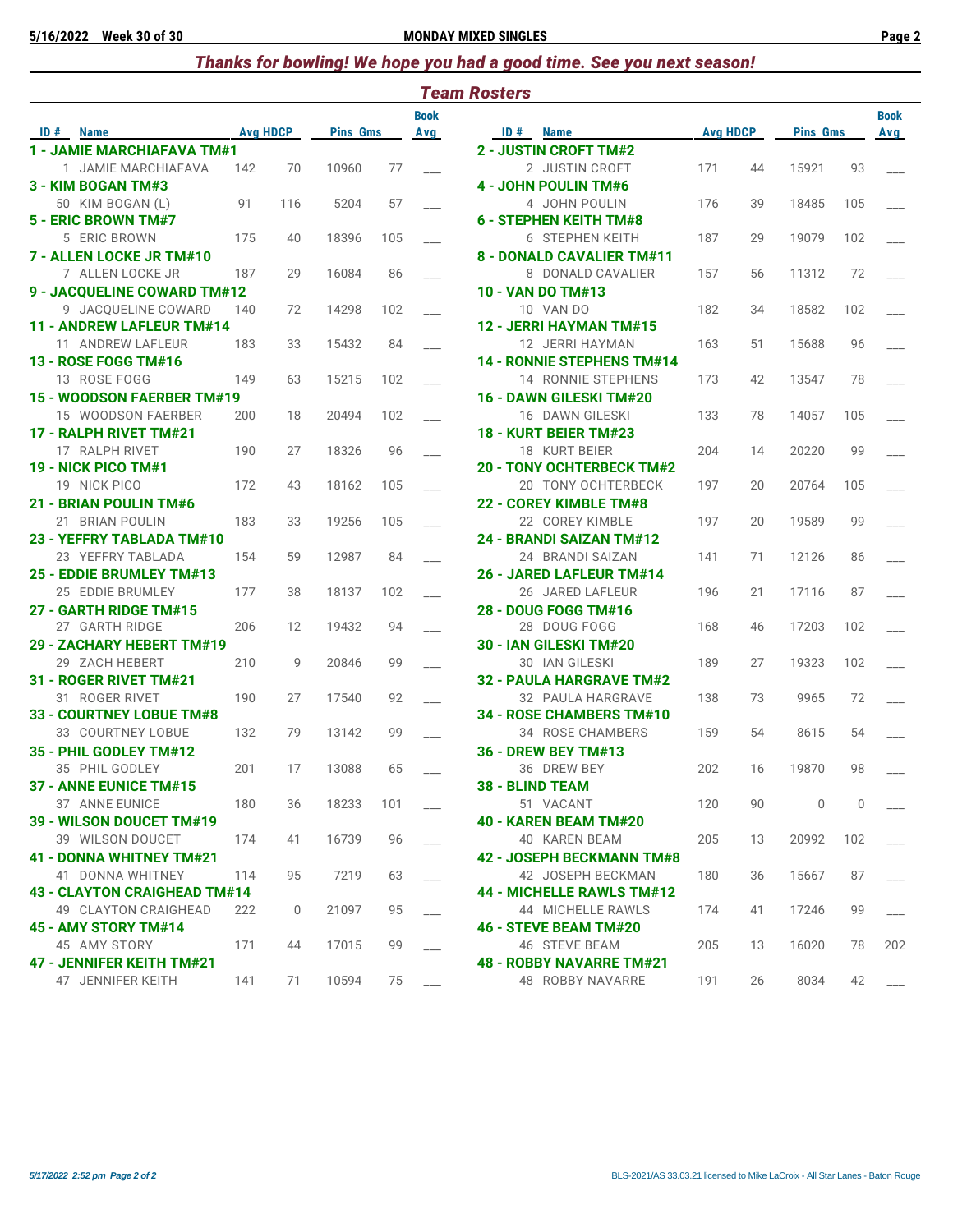*Thanks for bowling! We hope you had a good time. See you next season!*

## Team Rosters

| ID # | Name | Avg | HDCP | Pins | Gms | Book Avg |
|---|---|---|---|---|---|---|
| **1 - JAMIE MARCHIAFAVA TM#1** | | | | | | |
| 1 | JAMIE MARCHIAFAVA | 142 | 70 | 10960 | 77 | ___ |
| **2 - JUSTIN CROFT TM#2** | | | | | | |
| 2 | JUSTIN CROFT | 171 | 44 | 15921 | 93 | ___ |
| **3 - KIM BOGAN TM#3** | | | | | | |
| 50 | KIM BOGAN (L) | 91 | 116 | 5204 | 57 | ___ |
| **4 - JOHN POULIN TM#6** | | | | | | |
| 4 | JOHN POULIN | 176 | 39 | 18485 | 105 | ___ |
| **5 - ERIC BROWN TM#7** | | | | | | |
| 5 | ERIC BROWN | 175 | 40 | 18396 | 105 | ___ |
| **6 - STEPHEN KEITH TM#8** | | | | | | |
| 6 | STEPHEN KEITH | 187 | 29 | 19079 | 102 | ___ |
| **7 - ALLEN LOCKE JR TM#10** | | | | | | |
| 7 | ALLEN LOCKE JR | 187 | 29 | 16084 | 86 | ___ |
| **8 - DONALD CAVALIER TM#11** | | | | | | |
| 8 | DONALD CAVALIER | 157 | 56 | 11312 | 72 | ___ |
| **9 - JACQUELINE COWARD TM#12** | | | | | | |
| 9 | JACQUELINE COWARD | 140 | 72 | 14298 | 102 | ___ |
| **10 - VAN DO TM#13** | | | | | | |
| 10 | VAN DO | 182 | 34 | 18582 | 102 | ___ |
| **11 - ANDREW LAFLEUR TM#14** | | | | | | |
| 11 | ANDREW LAFLEUR | 183 | 33 | 15432 | 84 | ___ |
| **12 - JERRI HAYMAN TM#15** | | | | | | |
| 12 | JERRI HAYMAN | 163 | 51 | 15688 | 96 | ___ |
| **13 - ROSE FOGG TM#16** | | | | | | |
| 13 | ROSE FOGG | 149 | 63 | 15215 | 102 | ___ |
| **14 - RONNIE STEPHENS TM#14** | | | | | | |
| 14 | RONNIE STEPHENS | 173 | 42 | 13547 | 78 | ___ |
| **15 - WOODSON FAERBER TM#19** | | | | | | |
| 15 | WOODSON FAERBER | 200 | 18 | 20494 | 102 | ___ |
| **16 - DAWN GILESKI TM#20** | | | | | | |
| 16 | DAWN GILESKI | 133 | 78 | 14057 | 105 | ___ |
| **17 - RALPH RIVET TM#21** | | | | | | |
| 17 | RALPH RIVET | 190 | 27 | 18326 | 96 | ___ |
| **18 - KURT BEIER TM#23** | | | | | | |
| 18 | KURT BEIER | 204 | 14 | 20220 | 99 | ___ |
| **19 - NICK PICO TM#1** | | | | | | |
| 19 | NICK PICO | 172 | 43 | 18162 | 105 | ___ |
| **20 - TONY OCHTERBECK TM#2** | | | | | | |
| 20 | TONY OCHTERBECK | 197 | 20 | 20764 | 105 | ___ |
| **21 - BRIAN POULIN TM#6** | | | | | | |
| 21 | BRIAN POULIN | 183 | 33 | 19256 | 105 | ___ |
| **22 - COREY KIMBLE TM#8** | | | | | | |
| 22 | COREY KIMBLE | 197 | 20 | 19589 | 99 | ___ |
| **23 - YEFFRY TABLADA TM#10** | | | | | | |
| 23 | YEFFRY TABLADA | 154 | 59 | 12987 | 84 | ___ |
| **24 - BRANDI SAIZAN TM#12** | | | | | | |
| 24 | BRANDI SAIZAN | 141 | 71 | 12126 | 86 | ___ |
| **25 - EDDIE BRUMLEY TM#13** | | | | | | |
| 25 | EDDIE BRUMLEY | 177 | 38 | 18137 | 102 | ___ |
| **26 - JARED LAFLEUR TM#14** | | | | | | |
| 26 | JARED LAFLEUR | 196 | 21 | 17116 | 87 | ___ |
| **27 - GARTH RIDGE TM#15** | | | | | | |
| 27 | GARTH RIDGE | 206 | 12 | 19432 | 94 | ___ |
| **28 - DOUG FOGG TM#16** | | | | | | |
| 28 | DOUG FOGG | 168 | 46 | 17203 | 102 | ___ |
| **29 - ZACHARY HEBERT TM#19** | | | | | | |
| 29 | ZACH HEBERT | 210 | 9 | 20846 | 99 | ___ |
| **30 - IAN GILESKI TM#20** | | | | | | |
| 30 | IAN GILESKI | 189 | 27 | 19323 | 102 | ___ |
| **31 - ROGER RIVET TM#21** | | | | | | |
| 31 | ROGER RIVET | 190 | 27 | 17540 | 92 | ___ |
| **32 - PAULA HARGRAVE TM#2** | | | | | | |
| 32 | PAULA HARGRAVE | 138 | 73 | 9965 | 72 | ___ |
| **33 - COURTNEY LOBUE TM#8** | | | | | | |
| 33 | COURTNEY LOBUE | 132 | 79 | 13142 | 99 | ___ |
| **34 - ROSE CHAMBERS TM#10** | | | | | | |
| 34 | ROSE CHAMBERS | 159 | 54 | 8615 | 54 | ___ |
| **35 - PHIL GODLEY TM#12** | | | | | | |
| 35 | PHIL GODLEY | 201 | 17 | 13088 | 65 | ___ |
| **36 - DREW BEY TM#13** | | | | | | |
| 36 | DREW BEY | 202 | 16 | 19870 | 98 | ___ |
| **37 - ANNE EUNICE TM#15** | | | | | | |
| 37 | ANNE EUNICE | 180 | 36 | 18233 | 101 | ___ |
| **38 - BLIND TEAM** | | | | | | |
| 51 | VACANT | 120 | 90 | 0 | 0 | ___ |
| **39 - WILSON DOUCET TM#19** | | | | | | |
| 39 | WILSON DOUCET | 174 | 41 | 16739 | 96 | ___ |
| **40 - KAREN BEAM TM#20** | | | | | | |
| 40 | KAREN BEAM | 205 | 13 | 20992 | 102 | ___ |
| **41 - DONNA WHITNEY TM#21** | | | | | | |
| 41 | DONNA WHITNEY | 114 | 95 | 7219 | 63 | ___ |
| **42 - JOSEPH BECKMANN TM#8** | | | | | | |
| 42 | JOSEPH BECKMAN | 180 | 36 | 15667 | 87 | ___ |
| **43 - CLAYTON CRAIGHEAD TM#14** | | | | | | |
| 49 | CLAYTON CRAIGHEAD | 222 | 0 | 21097 | 95 | ___ |
| **44 - MICHELLE RAWLS TM#12** | | | | | | |
| 44 | MICHELLE RAWLS | 174 | 41 | 17246 | 99 | ___ |
| **45 - AMY STORY TM#14** | | | | | | |
| 45 | AMY STORY | 171 | 44 | 17015 | 99 | ___ |
| **46 - STEVE BEAM TM#20** | | | | | | |
| 46 | STEVE BEAM | 205 | 13 | 16020 | 78 | 202 |
| **47 - JENNIFER KEITH TM#21** | | | | | | |
| 47 | JENNIFER KEITH | 141 | 71 | 10594 | 75 | ___ |
| **48 - ROBBY NAVARRE TM#21** | | | | | | |
| 48 | ROBBY NAVARRE | 191 | 26 | 8034 | 42 | ___ |

*5/17/2022 2:52 pm*

BLS-2021/AS 33.03.21 licensed to Mike LaCroix - All Star Lanes - Baton Rouge